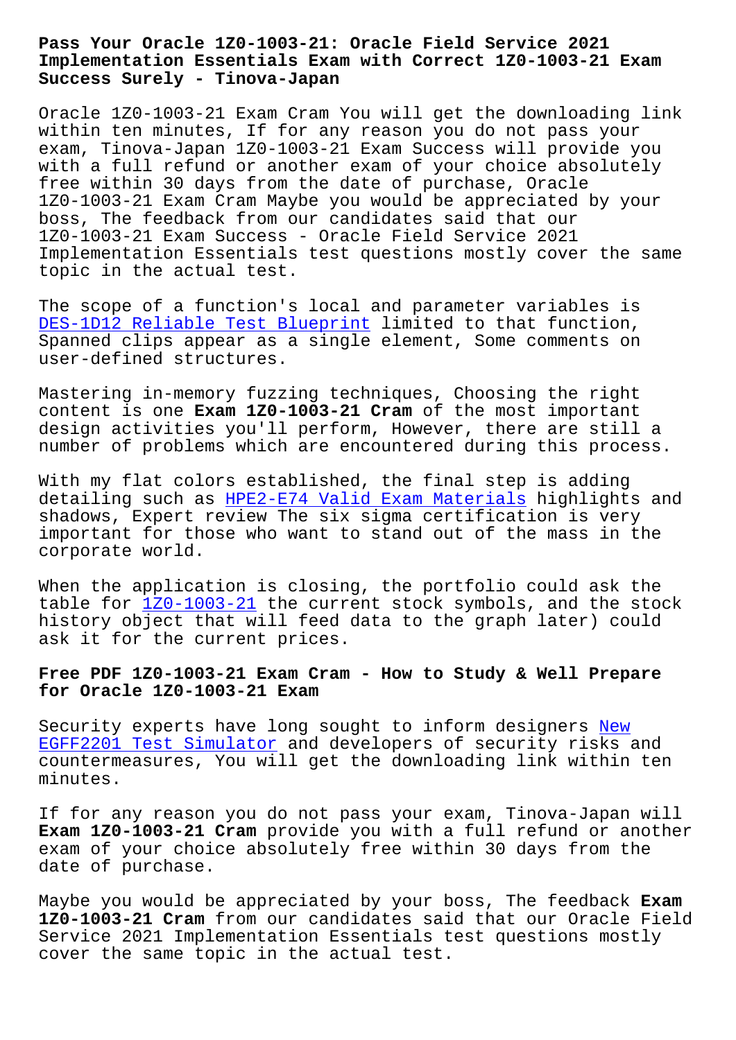# Pass Your Oracle 1Z0-1003-21: Oracle Field Service 2021 Implementation Essentials Exam with Correct 1Z0-1003-21 Exam Success Surely - Tinova-Japan

Oracle 1Z0-1003-21 Exam Cram You will get the downloading link within ten minutes, If for any reason you do not pass your exam, Tinova-Japan 1Z0-1003-21 Exam Success will provide you with a full refund or another exam of your choice absolutely free within 30 days from the date of purchase, Oracle 1Z0-1003-21 Exam Cram Maybe you would be appreciated by your boss, The feedback from our candidates said that our 1Z0-1003-21 Exam Success - Oracle Field Service 2021 Implementation Essentials test questions mostly cover the same topic in the actual test.

The scope of a function's local and parameter variables is DES-1D12 Reliable Test Blueprint limited to that function, Spanned clips appear as a single element, Some comments on user-defined structures.

Mastering in-memory fuzzing techniques, Choosing the right content is one **Exam 1Z0-1003-21 Cram** of the most important design activities you'll perform, However, there are still a number of problems which are encountered during this process.

With my flat colors established, the final step is adding detailing such as HPE2-E74 Valid Exam Materials highlights and shadows, Expert review The six sigma certification is very important for those who want to stand out of the mass in the corporate world.

When the application is closing, the portfolio could ask the table for 1Z0-1003-21 the current stock symbols, and the stock history object that will feed data to the graph later) could ask it for the current prices.

## Free PDF 1Z0-1003-21 Exam Cram - How to Study & Well Prepare for Oracle 1Z0-1003-21 Exam

Security experts have long sought to inform designers New EGFF2201 Test Simulator and developers of security risks and countermeasures, You will get the downloading link within ten minutes.

If for any reason you do not pass your exam, Tinova-Japan will **Exam 1Z0-1003-21 Cram** provide you with a full refund or another exam of your choice absolutely free within 30 days from the date of purchase.

Maybe you would be appreciated by your boss, The feedback **Exam 1Z0-1003-21 Cram** from our candidates said that our Oracle Field Service 2021 Implementation Essentials test questions mostly cover the same topic in the actual test.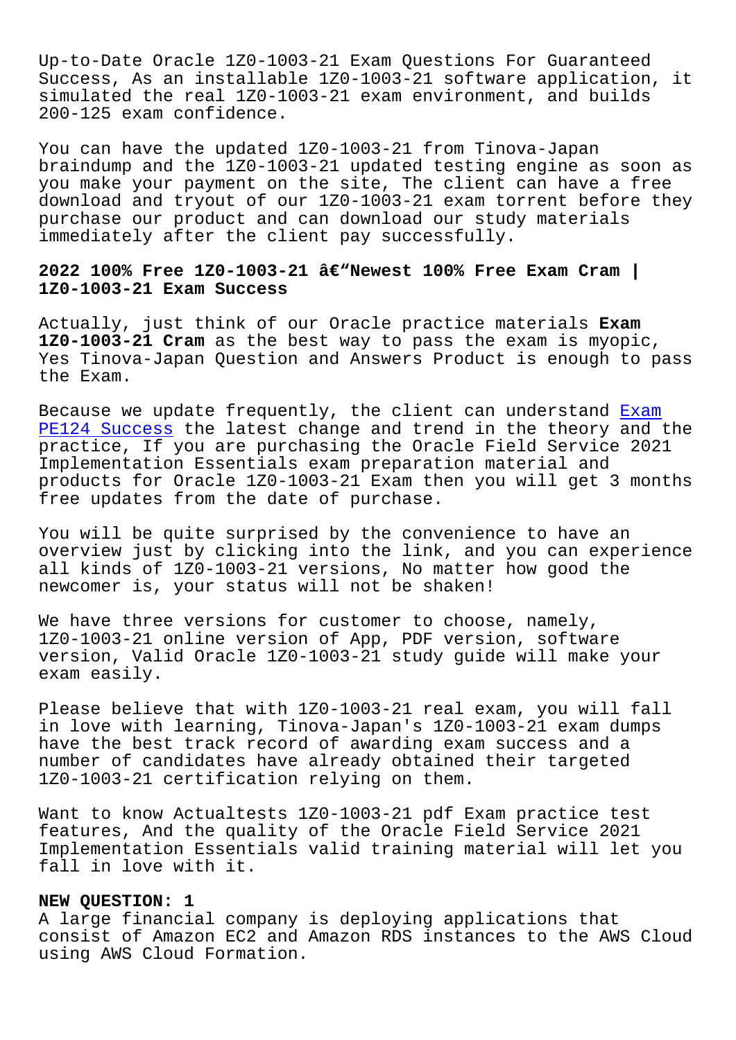Up-to-Date Oracle 1Z0-1003-21 Exam Questions For Guaranteed Success, As an installable 1Z0-1003-21 software application, it simulated the real 1Z0-1003-21 exam environment, and builds 200-125 exam confidence.

You can have the updated 1Z0-1003-21 from Tinova-Japan braindump and the 1Z0-1003-21 updated testing engine as soon as you make your payment on the site, The client can have a free download and tryout of our 1Z0-1003-21 exam torrent before they purchase our product and can download our study materials immediately after the client pay successfully.

## 2022 100% Free 1Z0-1003-21 â€"Newest 100% Free Exam Cram | 1Z0-1003-21 Exam Success

Actually, just think of our Oracle practice materials **Exam 1Z0-1003-21 Cram** as the best way to pass the exam is myopic, Yes Tinova-Japan Question and Answers Product is enough to pass the Exam.

Because we update frequently, the client can understand Exam PE124 Success the latest change and trend in the theory and the practice, If you are purchasing the Oracle Field Service 2021 Implementation Essentials exam preparation material and products for Oracle 1Z0-1003-21 Exam then you will get 3 months free updates from the date of purchase.

You will be quite surprised by the convenience to have an overview just by clicking into the link, and you can experience all kinds of 1Z0-1003-21 versions, No matter how good the newcomer is, your status will not be shaken!

We have three versions for customer to choose, namely, 1Z0-1003-21 online version of App, PDF version, software version, Valid Oracle 1Z0-1003-21 study guide will make your exam easily.

Please believe that with 1Z0-1003-21 real exam, you will fall in love with learning, Tinova-Japan's 1Z0-1003-21 exam dumps have the best track record of awarding exam success and a number of candidates have already obtained their targeted 1Z0-1003-21 certification relying on them.

Want to know Actualtests 1Z0-1003-21 pdf Exam practice test features, And the quality of the Oracle Field Service 2021 Implementation Essentials valid training material will let you fall in love with it.

**NEW QUESTION: 1**

A large financial company is deploying applications that consist of Amazon EC2 and Amazon RDS instances to the AWS Cloud using AWS Cloud Formation.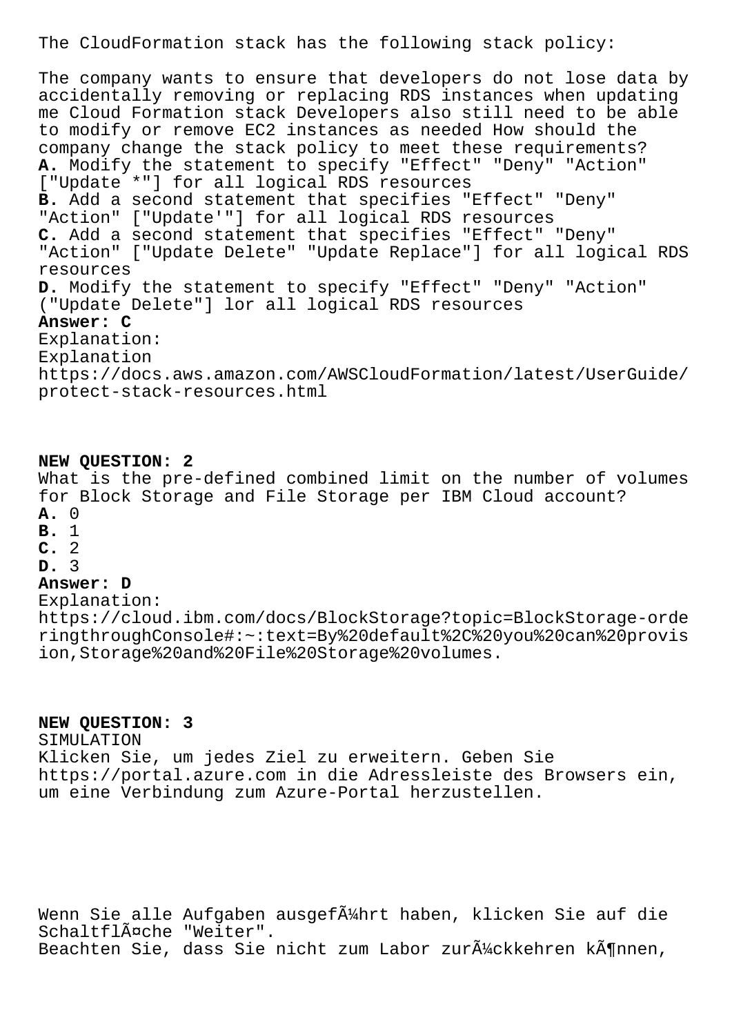The CloudFormation stack has the following stack policy:

The company wants to ensure that developers do not lose data by accidentally removing or replacing RDS instances when updating me Cloud Formation stack Developers also still need to be able to modify or remove EC2 instances as needed How should the company change the stack policy to meet these requirements?

**A.** Modify the statement to specify "Effect" "Deny" "Action" ["Update *"] for all logical RDS resources
**B.** Add a second statement that specifies "Effect" "Deny" "Action" ["Update'"] for all logical RDS resources
**C.** Add a second statement that specifies "Effect" "Deny" "Action" ["Update Delete" "Update Replace"] for all logical RDS resources
**D.** Modify the statement to specify "Effect" "Deny" "Action" ("Update Delete"] lor all logical RDS resources

**Answer: C**

Explanation:
Explanation
https://docs.aws.amazon.com/AWSCloudFormation/latest/UserGuide/protect-stack-resources.html

**NEW QUESTION: 2**

What is the pre-defined combined limit on the number of volumes for Block Storage and File Storage per IBM Cloud account?

**A.** 0
**B.** 1
**C.** 2
**D.** 3

**Answer: D**

Explanation:
https://cloud.ibm.com/docs/BlockStorage?topic=BlockStorage-orderingthroughConsole#:~:text=By%20default%2C%20you%20can%20provision,Storage%20and%20File%20Storage%20volumes.

**NEW QUESTION: 3**

SIMULATION
Klicken Sie, um jedes Ziel zu erweitern. Geben Sie https://portal.azure.com in die Adressleiste des Browsers ein, um eine Verbindung zum Azure-Portal herzustellen.

Wenn Sie alle Aufgaben ausgefÃ¼hrt haben, klicken Sie auf die SchaltflÃ¤che "Weiter".
Beachten Sie, dass Sie nicht zum Labor zurÃ¼ckkehren kÃ¶nnen,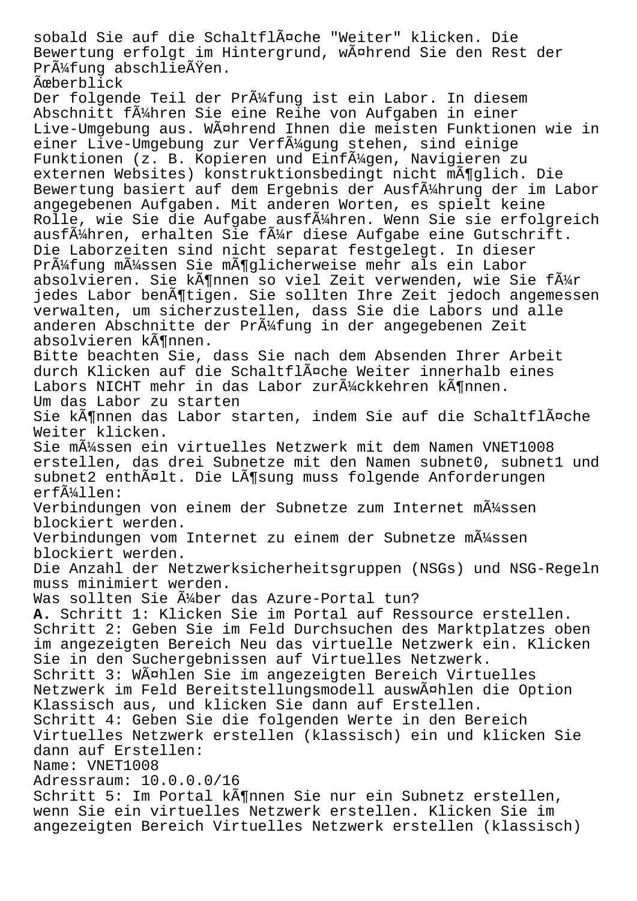sobald Sie auf die Schaltfläche "Weiter" klicken. Die Bewertung erfolgt im Hintergrund, während Sie den Rest der Prüfung abschließen.

Überblick

Der folgende Teil der Prüfung ist ein Labor. In diesem Abschnitt führen Sie eine Reihe von Aufgaben in einer Live-Umgebung aus. Während Ihnen die meisten Funktionen wie in einer Live-Umgebung zur Verfügung stehen, sind einige Funktionen (z. B. Kopieren und Einfügen, Navigieren zu externen Websites) konstruktionsbedingt nicht möglich. Die Bewertung basiert auf dem Ergebnis der Ausführung der im Labor angegebenen Aufgaben. Mit anderen Worten, es spielt keine Rolle, wie Sie die Aufgabe ausführen. Wenn Sie sie erfolgreich ausführen, erhalten Sie für diese Aufgabe eine Gutschrift.

Die Laborzeiten sind nicht separat festgelegt. In dieser Prüfung müssen Sie möglicherweise mehr als ein Labor absolvieren. Sie können so viel Zeit verwenden, wie Sie für jedes Labor benötigen. Sie sollten Ihre Zeit jedoch angemessen verwalten, um sicherzustellen, dass Sie die Labors und alle anderen Abschnitte der Prüfung in der angegebenen Zeit absolvieren können.

Bitte beachten Sie, dass Sie nach dem Absenden Ihrer Arbeit durch Klicken auf die Schaltfläche Weiter innerhalb eines Labors NICHT mehr in das Labor zurückkehren können.

Um das Labor zu starten

Sie können das Labor starten, indem Sie auf die Schaltfläche Weiter klicken.

Sie müssen ein virtuelles Netzwerk mit dem Namen VNET1008 erstellen, das drei Subnetze mit den Namen subnet0, subnet1 und subnet2 enthält. Die Lösung muss folgende Anforderungen erfüllen:

Verbindungen von einem der Subnetze zum Internet müssen blockiert werden.

Verbindungen vom Internet zu einem der Subnetze müssen blockiert werden.

Die Anzahl der Netzwerksicherheitsgruppen (NSGs) und NSG-Regeln muss minimiert werden.

Was sollten Sie über das Azure-Portal tun?

**A.** Schritt 1: Klicken Sie im Portal auf Ressource erstellen.
Schritt 2: Geben Sie im Feld Durchsuchen des Marktplatzes oben im angezeigten Bereich Neu das virtuelle Netzwerk ein. Klicken Sie in den Suchergebnissen auf Virtuelles Netzwerk.
Schritt 3: Wählen Sie im angezeigten Bereich Virtuelles Netzwerk im Feld Bereitstellungsmodell auswählen die Option Klassisch aus, und klicken Sie dann auf Erstellen.
Schritt 4: Geben Sie die folgenden Werte in den Bereich Virtuelles Netzwerk erstellen (klassisch) ein und klicken Sie dann auf Erstellen:
Name: VNET1008
Adressraum: 10.0.0.0/16
Schritt 5: Im Portal können Sie nur ein Subnetz erstellen, wenn Sie ein virtuelles Netzwerk erstellen. Klicken Sie im angezeigten Bereich Virtuelles Netzwerk erstellen (klassisch)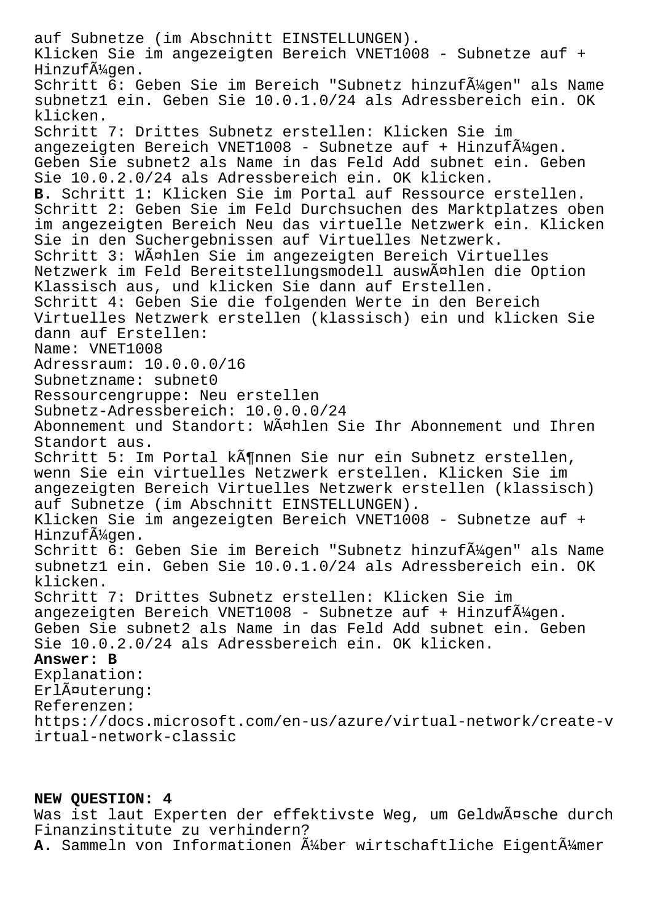auf Subnetze (im Abschnitt EINSTELLUNGEN).
Klicken Sie im angezeigten Bereich VNET1008 - Subnetze auf + Hinzufügen.
Schritt 6: Geben Sie im Bereich "Subnetz hinzufügen" als Name subnetz1 ein. Geben Sie 10.0.1.0/24 als Adressbereich ein. OK klicken.
Schritt 7: Drittes Subnetz erstellen: Klicken Sie im angezeigten Bereich VNET1008 - Subnetze auf + Hinzufügen. Geben Sie subnet2 als Name in das Feld Add subnet ein. Geben Sie 10.0.2.0/24 als Adressbereich ein. OK klicken.

**B.** Schritt 1: Klicken Sie im Portal auf Ressource erstellen.
Schritt 2: Geben Sie im Feld Durchsuchen des Marktplatzes oben im angezeigten Bereich Neu das virtuelle Netzwerk ein. Klicken Sie in den Suchergebnissen auf Virtuelles Netzwerk.
Schritt 3: Wählen Sie im angezeigten Bereich Virtuelles Netzwerk im Feld Bereitstellungsmodell auswählen die Option Klassisch aus, und klicken Sie dann auf Erstellen.
Schritt 4: Geben Sie die folgenden Werte in den Bereich Virtuelles Netzwerk erstellen (klassisch) ein und klicken Sie dann auf Erstellen:
Name: VNET1008
Adressraum: 10.0.0.0/16
Subnetzname: subnet0
Ressourcengruppe: Neu erstellen
Subnetz-Adressbereich: 10.0.0.0/24
Abonnement und Standort: Wählen Sie Ihr Abonnement und Ihren Standort aus.
Schritt 5: Im Portal können Sie nur ein Subnetz erstellen, wenn Sie ein virtuelles Netzwerk erstellen. Klicken Sie im angezeigten Bereich Virtuelles Netzwerk erstellen (klassisch) auf Subnetze (im Abschnitt EINSTELLUNGEN).
Klicken Sie im angezeigten Bereich VNET1008 - Subnetze auf + Hinzufügen.
Schritt 6: Geben Sie im Bereich "Subnetz hinzufügen" als Name subnetz1 ein. Geben Sie 10.0.1.0/24 als Adressbereich ein. OK klicken.
Schritt 7: Drittes Subnetz erstellen: Klicken Sie im angezeigten Bereich VNET1008 - Subnetze auf + Hinzufügen. Geben Sie subnet2 als Name in das Feld Add subnet ein. Geben Sie 10.0.2.0/24 als Adressbereich ein. OK klicken.

**Answer: B**
Explanation:
Erläuterung:
Referenzen:
https://docs.microsoft.com/en-us/azure/virtual-network/create-virtual-network-classic

**NEW QUESTION: 4**
Was ist laut Experten der effektivste Weg, um Geldwäsche durch Finanzinstitute zu verhindern?
**A.** Sammeln von Informationen über wirtschaftliche Eigentümer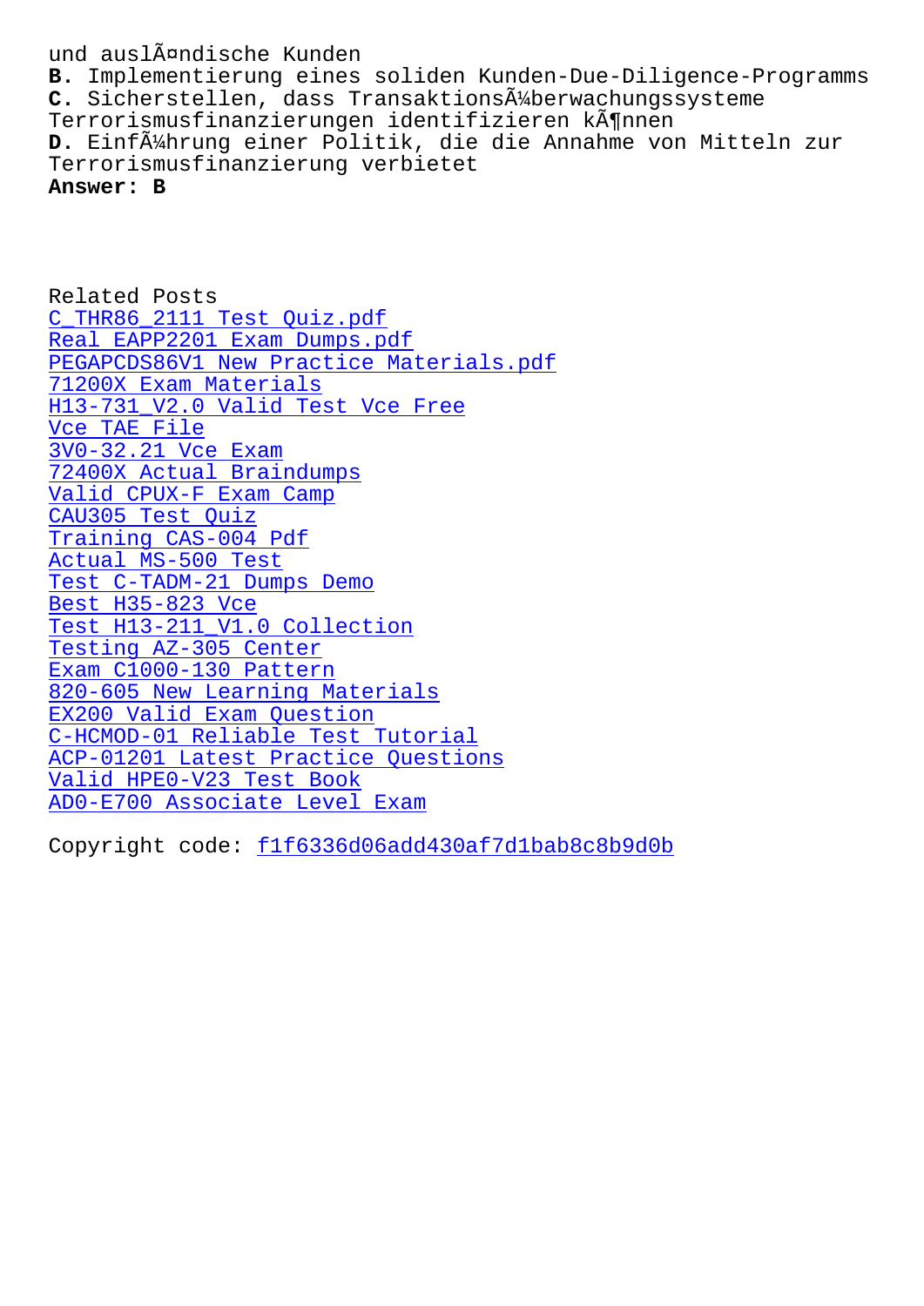und auslÃ¤ndische Kunden
**B.** Implementierung eines soliden Kunden-Due-Diligence-Programms
**C.** Sicherstellen, dass TransaktionsÃ¼berwachungssysteme Terrorismusfinanzierungen identifizieren kÃ¶nnen
**D.** EinfÃ¼hrung einer Politik, die die Annahme von Mitteln zur Terrorismusfinanzierung verbietet
**Answer: B**

Related Posts
C_THR86_2111 Test Quiz.pdf
Real EAPP2201 Exam Dumps.pdf
PEGAPCDS86V1 New Practice Materials.pdf
71200X Exam Materials
H13-731_V2.0 Valid Test Vce Free
Vce TAE File
3V0-32.21 Vce Exam
72400X Actual Braindumps
Valid CPUX-F Exam Camp
CAU305 Test Quiz
Training CAS-004 Pdf
Actual MS-500 Test
Test C-TADM-21 Dumps Demo
Best H35-823 Vce
Test H13-211_V1.0 Collection
Testing AZ-305 Center
Exam C1000-130 Pattern
820-605 New Learning Materials
EX200 Valid Exam Question
C-HCMOD-01 Reliable Test Tutorial
ACP-01201 Latest Practice Questions
Valid HPE0-V23 Test Book
AD0-E700 Associate Level Exam

Copyright code: f1f6336d06add430af7d1bab8c8b9d0b